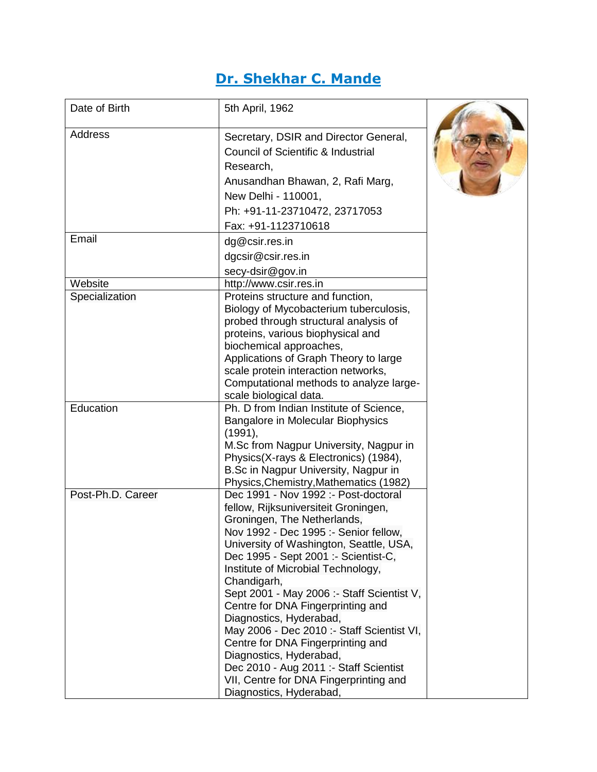# Dr. Shekhar C. Mande

| Date of Birth | 5th April, 1962 |
| --- | --- |
| Address | Secretary, DSIR and Director General, Council of Scientific & Industrial Research, Anusandhan Bhawan, 2, Rafi Marg, New Delhi - 110001, Ph: +91-11-23710472, 23717053 Fax: +91-1123710618 |
| Email | dg@csir.res.in dgcsir@csir.res.in secy-dsir@gov.in |
| Website | http://www.csir.res.in |
| Specialization | Proteins structure and function, Biology of Mycobacterium tuberculosis, probed through structural analysis of proteins, various biophysical and biochemical approaches, Applications of Graph Theory to large scale protein interaction networks, Computational methods to analyze large-scale biological data. |
| Education | Ph. D from Indian Institute of Science, Bangalore in Molecular Biophysics (1991), M.Sc from Nagpur University, Nagpur in Physics(X-rays & Electronics) (1984), B.Sc in Nagpur University, Nagpur in Physics,Chemistry,Mathematics (1982) |
| Post-Ph.D. Career | Dec 1991 - Nov 1992 :- Post-doctoral fellow, Rijksuniversiteit Groningen, Groningen, The Netherlands, Nov 1992 - Dec 1995 :- Senior fellow, University of Washington, Seattle, USA, Dec 1995 - Sept 2001 :- Scientist-C, Institute of Microbial Technology, Chandigarh, Sept 2001 - May 2006 :- Staff Scientist V, Centre for DNA Fingerprinting and Diagnostics, Hyderabad, May 2006 - Dec 2010 :- Staff Scientist VI, Centre for DNA Fingerprinting and Diagnostics, Hyderabad, Dec 2010 - Aug 2011 :- Staff Scientist VII, Centre for DNA Fingerprinting and Diagnostics, Hyderabad, |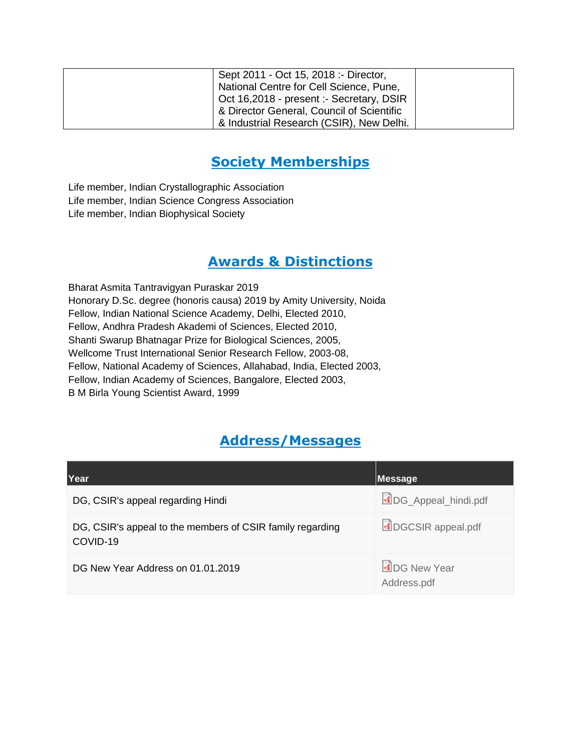| | | |
|---|---|---|
| | Sept 2011 - Oct 15, 2018 :- Director, National Centre for Cell Science, Pune, Oct 16,2018 - present :- Secretary, DSIR & Director General, Council of Scientific & Industrial Research (CSIR), New Delhi. | |

## Society Memberships

Life member, Indian Crystallographic Association
Life member, Indian Science Congress Association
Life member, Indian Biophysical Society

## Awards & Distinctions

Bharat Asmita Tantravigyan Puraskar 2019
Honorary D.Sc. degree (honoris causa) 2019 by Amity University, Noida
Fellow, Indian National Science Academy, Delhi, Elected 2010,
Fellow, Andhra Pradesh Akademi of Sciences, Elected 2010,
Shanti Swarup Bhatnagar Prize for Biological Sciences, 2005,
Wellcome Trust International Senior Research Fellow, 2003-08,
Fellow, National Academy of Sciences, Allahabad, India, Elected 2003,
Fellow, Indian Academy of Sciences, Bangalore, Elected 2003,
B M Birla Young Scientist Award, 1999

## Address/Messages

| Year | Message |
|---|---|
| DG, CSIR's appeal regarding Hindi | DG_Appeal_hindi.pdf |
| DG, CSIR's appeal to the members of CSIR family regarding COVID-19 | DGCSIR appeal.pdf |
| DG New Year Address on 01.01.2019 | DG New Year Address.pdf |